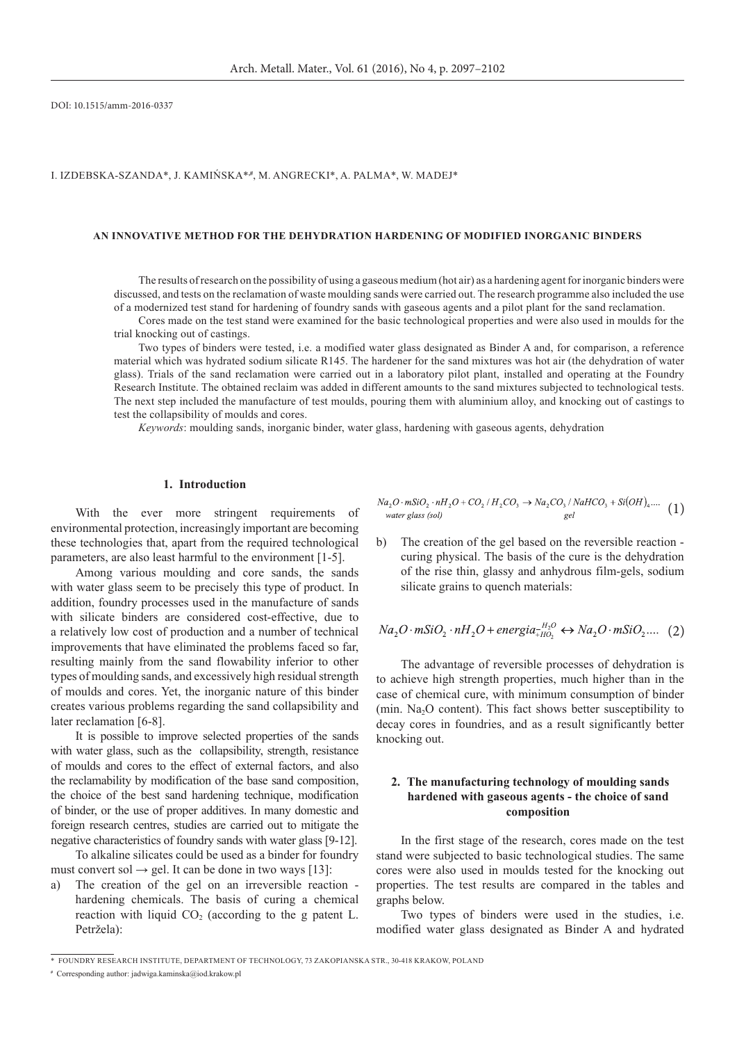DOI: 10.1515/amm-2016-0337

I. IZDEBSKA-SZANDA*, J. KAMIŃSKA*[#], M. ANGRECKI*, A. PALMA*, W. MADEJ*

# AN INNOVATIVE METHOD FOR THE DEHYDRATION HARDENING OF MODIFIED INORGANIC BINDERS

The results of research on the possibility of using a gaseous medium (hot air) as a hardening agent for inorganic binders were discussed, and tests on the reclamation of waste moulding sands were carried out. The research programme also included the use of a modernized test stand for hardening of foundry sands with gaseous agents and a pilot plant for the sand reclamation.

Cores made on the test stand were examined for the basic technological properties and were also used in moulds for the trial knocking out of castings.

Two types of binders were tested, i.e. a modified water glass designated as Binder A and, for comparison, a reference material which was hydrated sodium silicate R145. The hardener for the sand mixtures was hot air (the dehydration of water glass). Trials of the sand reclamation were carried out in a laboratory pilot plant, installed and operating at the Foundry Research Institute. The obtained reclaim was added in different amounts to the sand mixtures subjected to technological tests. The next step included the manufacture of test moulds, pouring them with aluminium alloy, and knocking out of castings to test the collapsibility of moulds and cores.

*Keywords*: moulding sands, inorganic binder, water glass, hardening with gaseous agents, dehydration

## 1. Introduction

With the ever more stringent requirements of environmental protection, increasingly important are becoming these technologies that, apart from the required technological parameters, are also least harmful to the environment [1-5].

Among various moulding and core sands, the sands with water glass seem to be precisely this type of product. In addition, foundry processes used in the manufacture of sands with silicate binders are considered cost-effective, due to a relatively low cost of production and a number of technical improvements that have eliminated the problems faced so far, resulting mainly from the sand flowability inferior to other types of moulding sands, and excessively high residual strength of moulds and cores. Yet, the inorganic nature of this binder creates various problems regarding the sand collapsibility and later reclamation [6-8].

It is possible to improve selected properties of the sands with water glass, such as the collapsibility, strength, resistance of moulds and cores to the effect of external factors, and also the reclamability by modification of the base sand composition, the choice of the best sand hardening technique, modification of binder, or the use of proper additives. In many domestic and foreign research centres, studies are carried out to mitigate the negative characteristics of foundry sands with water glass [9-12].

To alkaline silicates could be used as a binder for foundry must convert sol → gel. It can be done in two ways [13]:

a) The creation of the gel on an irreversible reaction - hardening chemicals. The basis of curing a chemical reaction with liquid $CO_2$ (according to the g patent L. Petržela):

$$\underset{\text{water glass (sol)}}{Na_2O \cdot mSiO_2 \cdot nH_2O} + CO_2 / H_2CO_3 \rightarrow Na_2CO_3 / NaHCO_3 + \underset{\text{gel}}{Si(OH)_4} .... \quad (1)$$

b) The creation of the gel based on the reversible reaction - curing physical. The basis of the cure is the dehydration of the rise thin, glassy and anhydrous film-gels, sodium silicate grains to quench materials:

$$Na_2O \cdot mSiO_2 \cdot nH_2O + energia^{H_2O}_{+HO_2} \leftrightarrow Na_2O \cdot mSiO_2 .... \quad (2)$$

The advantage of reversible processes of dehydration is to achieve high strength properties, much higher than in the case of chemical cure, with minimum consumption of binder (min. $Na_2O$ content). This fact shows better susceptibility to decay cores in foundries, and as a result significantly better knocking out.

## 2. The manufacturing technology of moulding sands hardened with gaseous agents - the choice of sand composition

In the first stage of the research, cores made on the test stand were subjected to basic technological studies. The same cores were also used in moulds tested for the knocking out properties. The test results are compared in the tables and graphs below.

Two types of binders were used in the studies, i.e. modified water glass designated as Binder A and hydrated

---

\* FOUNDRY RESEARCH INSTITUTE, DEPARTMENT OF TECHNOLOGY, 73 ZAKOPIANSKA STR., 30-418 KRAKOW, POLAND

[#] Corresponding author: jadwiga.kaminska@iod.krakow.pl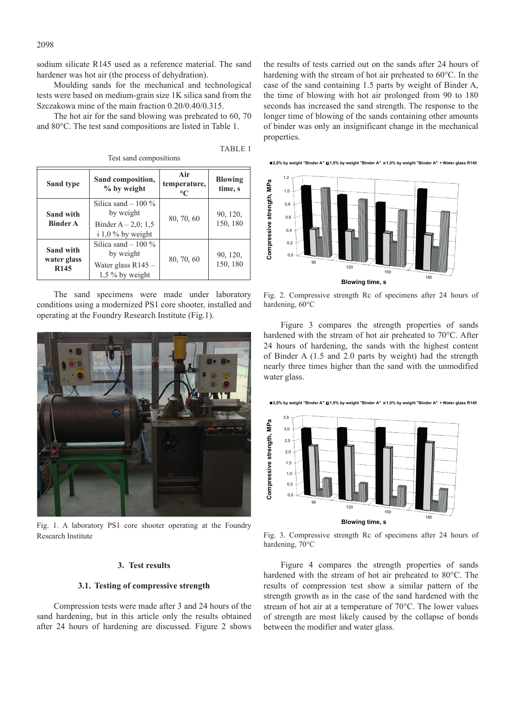sodium silicate R145 used as a reference material. The sand hardener was hot air (the process of dehydration).

Moulding sands for the mechanical and technological tests were based on medium-grain size 1K silica sand from the Szczakowa mine of the main fraction 0.20/0.40/0.315.

The hot air for the sand blowing was preheated to 60, 70 and 80°C. The test sand compositions are listed in Table 1.

TABLE 1

Test sand compositions

| Sand type | Sand composition, % by weight | Air temperature, °C | Blowing time, s |
|---|---|---|---|
| Sand with Binder A | Silica sand – 100 % by weight<br>Binder A – 2,0; 1,5 i 1,0 % by weight | 80, 70, 60 | 90, 120, 150, 180 |
| Sand with water glass R145 | Silica sand – 100 % by weight<br>Water glass R145 – 1,5 % by weight | 80, 70, 60 | 90, 120, 150, 180 |

The sand specimens were made under laboratory conditions using a modernized PS1 core shooter, installed and operating at the Foundry Research Institute (Fig.1).

Fig. 1. A laboratory PS1 core shooter operating at the Foundry Research Institute

## 3. Test results

### 3.1. Testing of compressive strength

Compression tests were made after 3 and 24 hours of the sand hardening, but in this article only the results obtained after 24 hours of hardening are discussed. Figure 2 shows the results of tests carried out on the sands after 24 hours of hardening with the stream of hot air preheated to 60°C. In the case of the sand containing 1.5 parts by weight of Binder A, the time of blowing with hot air prolonged from 90 to 180 seconds has increased the sand strength. The response to the longer time of blowing of the sands containing other amounts of binder was only an insignificant change in the mechanical properties.

Fig. 2. Compressive strength Rc of specimens after 24 hours of hardening, 60°C

Figure 3 compares the strength properties of sands hardened with the stream of hot air preheated to 70°C. After 24 hours of hardening, the sands with the highest content of Binder A (1.5 and 2.0 parts by weight) had the strength nearly three times higher than the sand with the unmodified water glass.

Fig. 3. Compressive strength Rc of specimens after 24 hours of hardening, 70°C

Figure 4 compares the strength properties of sands hardened with the stream of hot air preheated to 80°C. The results of compression test show a similar pattern of the strength growth as in the case of the sand hardened with the stream of hot air at a temperature of 70°C. The lower values of strength are most likely caused by the collapse of bonds between the modifier and water glass.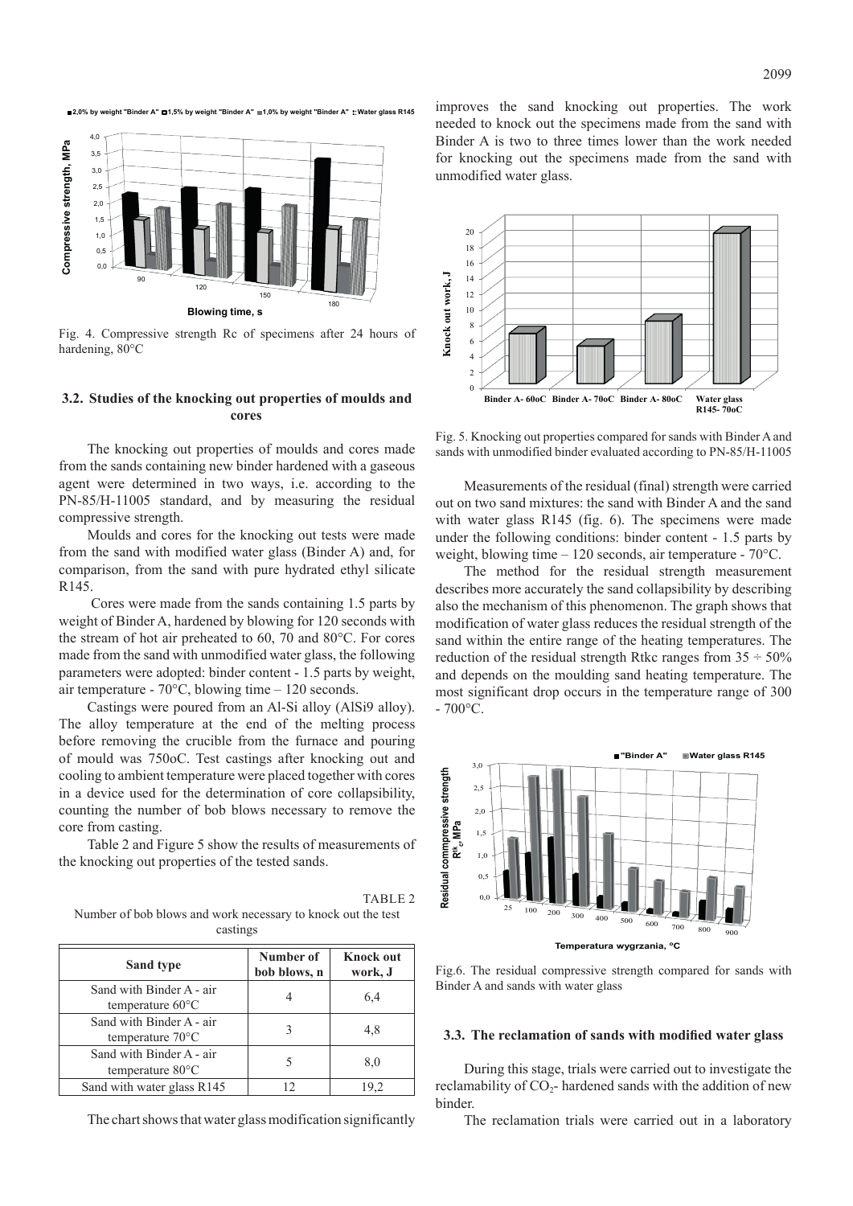Fig. 4. Compressive strength Rc of specimens after 24 hours of hardening, 80°C

### 3.2. Studies of the knocking out properties of moulds and cores

The knocking out properties of moulds and cores made from the sands containing new binder hardened with a gaseous agent were determined in two ways, i.e. according to the PN-85/H-11005 standard, and by measuring the residual compressive strength.

Moulds and cores for the knocking out tests were made from the sand with modified water glass (Binder A) and, for comparison, from the sand with pure hydrated ethyl silicate R145.

Cores were made from the sands containing 1.5 parts by weight of Binder A, hardened by blowing for 120 seconds with the stream of hot air preheated to 60, 70 and 80°C. For cores made from the sand with unmodified water glass, the following parameters were adopted: binder content - 1.5 parts by weight, air temperature - 70°C, blowing time – 120 seconds.

Castings were poured from an Al-Si alloy (AlSi9 alloy). The alloy temperature at the end of the melting process before removing the crucible from the furnace and pouring of mould was 750oC. Test castings after knocking out and cooling to ambient temperature were placed together with cores in a device used for the determination of core collapsibility, counting the number of bob blows necessary to remove the core from casting.

Table 2 and Figure 5 show the results of measurements of the knocking out properties of the tested sands.

TABLE 2

Number of bob blows and work necessary to knock out the test castings

| Sand type | Number of bob blows, n | Knock out work, J |
|---|---|---|
| Sand with Binder A - air temperature 60°C | 4 | 6,4 |
| Sand with Binder A - air temperature 70°C | 3 | 4,8 |
| Sand with Binder A - air temperature 80°C | 5 | 8,0 |
| Sand with water glass R145 | 12 | 19,2 |

The chart shows that water glass modification significantly improves the sand knocking out properties. The work needed to knock out the specimens made from the sand with Binder A is two to three times lower than the work needed for knocking out the specimens made from the sand with unmodified water glass.

Fig. 5. Knocking out properties compared for sands with Binder A and sands with unmodified binder evaluated according to PN-85/H-11005

Measurements of the residual (final) strength were carried out on two sand mixtures: the sand with Binder A and the sand with water glass R145 (fig. 6). The specimens were made under the following conditions: binder content - 1.5 parts by weight, blowing time – 120 seconds, air temperature - 70°C.

The method for the residual strength measurement describes more accurately the sand collapsibility by describing also the mechanism of this phenomenon. The graph shows that modification of water glass reduces the residual strength of the sand within the entire range of the heating temperatures. The reduction of the residual strength Rtkc ranges from 35 ÷ 50% and depends on the moulding sand heating temperature. The most significant drop occurs in the temperature range of 300 - 700°C.

Fig.6. The residual compressive strength compared for sands with Binder A and sands with water glass

### 3.3. The reclamation of sands with modified water glass

During this stage, trials were carried out to investigate the reclamability of $CO_2$- hardened sands with the addition of new binder.

The reclamation trials were carried out in a laboratory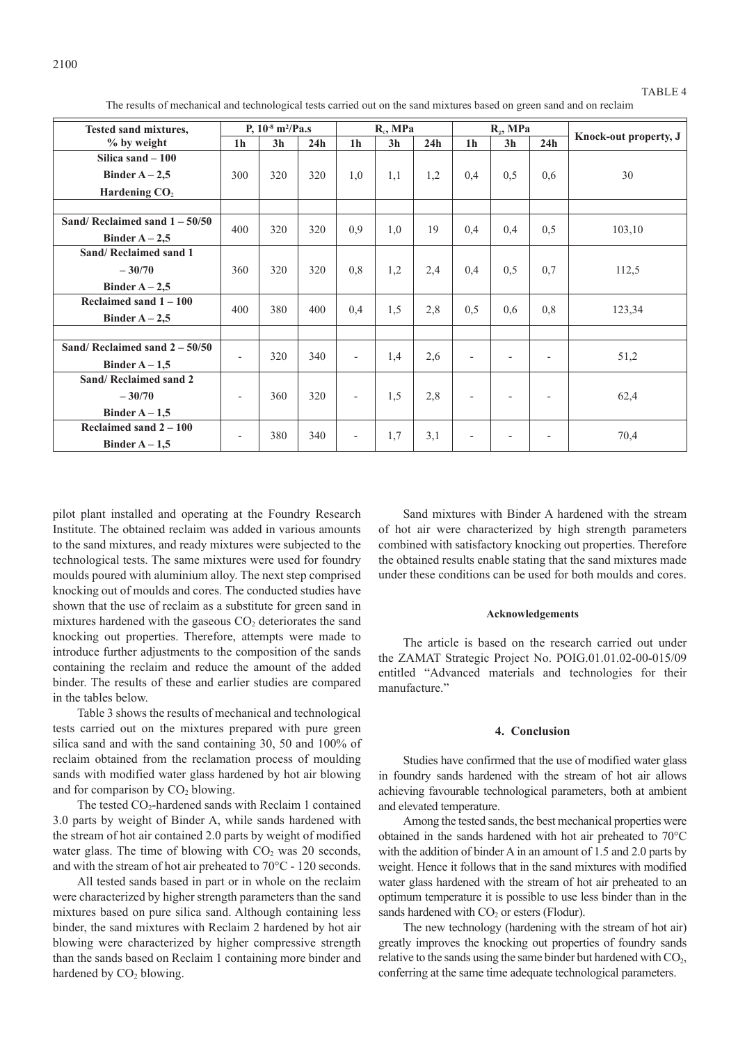TABLE 4

The results of mechanical and technological tests carried out on the sand mixtures based on green sand and on reclaim

| Tested sand mixtures, % by weight | P, $10^{-8}$ m$^2$/Pa.s | | | $R_c$, MPa | | | $R_g$, MPa | | | Knock-out property, J |
|---|---|---|---|---|---|---|---|---|---|---|
| | 1h | 3h | 24h | 1h | 3h | 24h | 1h | 3h | 24h | |
| **Silica sand – 100** **Binder A – 2,5** **Hardening $CO_2$** | 300 | 320 | 320 | 1,0 | 1,1 | 1,2 | 0,4 | 0,5 | 0,6 | 30 |
| | | | | | | | | | | |
| **Sand/ Reclaimed sand 1 – 50/50** **Binder A – 2,5** | 400 | 320 | 320 | 0,9 | 1,0 | 19 | 0,4 | 0,4 | 0,5 | 103,10 |
| **Sand/ Reclaimed sand 1 – 30/70** **Binder A – 2,5** | 360 | 320 | 320 | 0,8 | 1,2 | 2,4 | 0,4 | 0,5 | 0,7 | 112,5 |
| **Reclaimed sand 1 – 100** **Binder A – 2,5** | 400 | 380 | 400 | 0,4 | 1,5 | 2,8 | 0,5 | 0,6 | 0,8 | 123,34 |
| | | | | | | | | | | |
| **Sand/ Reclaimed sand 2 – 50/50** **Binder A – 1,5** | - | 320 | 340 | - | 1,4 | 2,6 | - | - | - | 51,2 |
| **Sand/ Reclaimed sand 2 – 30/70** **Binder A – 1,5** | - | 360 | 320 | - | 1,5 | 2,8 | - | - | - | 62,4 |
| **Reclaimed sand 2 – 100** **Binder A – 1,5** | - | 380 | 340 | - | 1,7 | 3,1 | - | - | - | 70,4 |

pilot plant installed and operating at the Foundry Research Institute. The obtained reclaim was added in various amounts to the sand mixtures, and ready mixtures were subjected to the technological tests. The same mixtures were used for foundry moulds poured with aluminium alloy. The next step comprised knocking out of moulds and cores. The conducted studies have shown that the use of reclaim as a substitute for green sand in mixtures hardened with the gaseous $CO_2$ deteriorates the sand knocking out properties. Therefore, attempts were made to introduce further adjustments to the composition of the sands containing the reclaim and reduce the amount of the added binder. The results of these and earlier studies are compared in the tables below.

Table 3 shows the results of mechanical and technological tests carried out on the mixtures prepared with pure green silica sand and with the sand containing 30, 50 and 100% of reclaim obtained from the reclamation process of moulding sands with modified water glass hardened by hot air blowing and for comparison by $CO_2$ blowing.

The tested $CO_2$-hardened sands with Reclaim 1 contained 3.0 parts by weight of Binder A, while sands hardened with the stream of hot air contained 2.0 parts by weight of modified water glass. The time of blowing with $CO_2$ was 20 seconds, and with the stream of hot air preheated to 70°C - 120 seconds.

All tested sands based in part or in whole on the reclaim were characterized by higher strength parameters than the sand mixtures based on pure silica sand. Although containing less binder, the sand mixtures with Reclaim 2 hardened by hot air blowing were characterized by higher compressive strength than the sands based on Reclaim 1 containing more binder and hardened by $CO_2$ blowing.

Sand mixtures with Binder A hardened with the stream of hot air were characterized by high strength parameters combined with satisfactory knocking out properties. Therefore the obtained results enable stating that the sand mixtures made under these conditions can be used for both moulds and cores.

#### Acknowledgements

The article is based on the research carried out under the ZAMAT Strategic Project No. POIG.01.01.02-00-015/09 entitled "Advanced materials and technologies for their manufacture."

## 4. Conclusion

Studies have confirmed that the use of modified water glass in foundry sands hardened with the stream of hot air allows achieving favourable technological parameters, both at ambient and elevated temperature.

Among the tested sands, the best mechanical properties were obtained in the sands hardened with hot air preheated to 70°C with the addition of binder A in an amount of 1.5 and 2.0 parts by weight. Hence it follows that in the sand mixtures with modified water glass hardened with the stream of hot air preheated to an optimum temperature it is possible to use less binder than in the sands hardened with $CO_2$ or esters (Flodur).

The new technology (hardening with the stream of hot air) greatly improves the knocking out properties of foundry sands relative to the sands using the same binder but hardened with $CO_2$, conferring at the same time adequate technological parameters.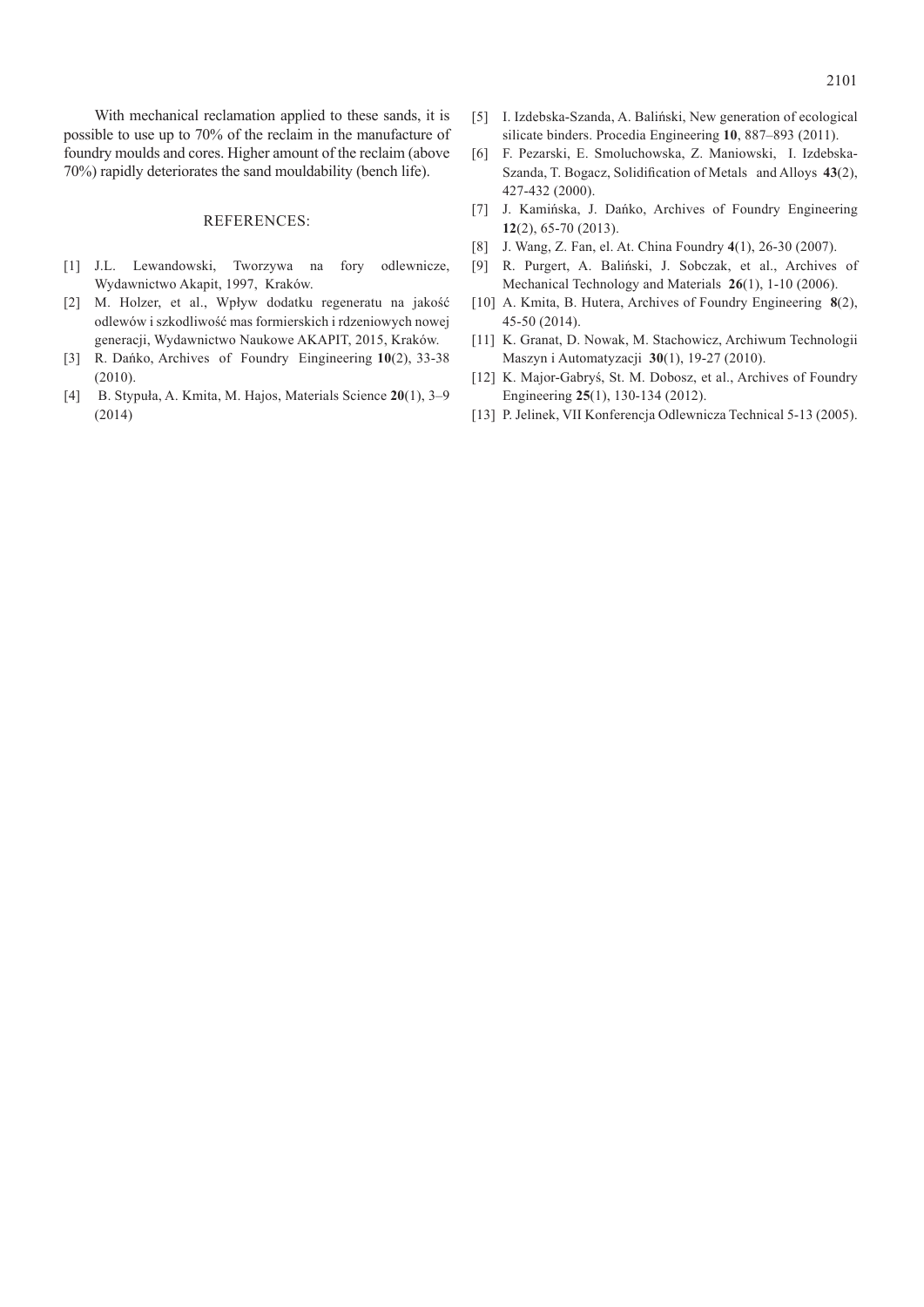With mechanical reclamation applied to these sands, it is possible to use up to 70% of the reclaim in the manufacture of foundry moulds and cores. Higher amount of the reclaim (above 70%) rapidly deteriorates the sand mouldability (bench life).

## REFERENCES:

[1] J.L. Lewandowski, Tworzywa na fory odlewnicze, Wydawnictwo Akapit, 1997, Kraków.

[2] M. Holzer, et al., Wpływ dodatku regeneratu na jakość odlewów i szkodliwość mas formierskich i rdzeniowych nowej generacji, Wydawnictwo Naukowe AKAPIT, 2015, Kraków.

[3] R. Dańko, Archives of Foundry Eingineering **10**(2), 33-38 (2010).

[4] B. Stypuła, A. Kmita, M. Hajos, Materials Science **20**(1), 3–9 (2014)

[5] I. Izdebska-Szanda, A. Baliński, New generation of ecological silicate binders. Procedia Engineering **10**, 887–893 (2011).

[6] F. Pezarski, E. Smoluchowska, Z. Maniowski, I. Izdebska-Szanda, T. Bogacz, Solidification of Metals and Alloys **43**(2), 427-432 (2000).

[7] J. Kamińska, J. Dańko, Archives of Foundry Engineering **12**(2), 65-70 (2013).

[8] J. Wang, Z. Fan, el. At. China Foundry **4**(1), 26-30 (2007).

[9] R. Purgert, A. Baliński, J. Sobczak, et al., Archives of Mechanical Technology and Materials **26**(1), 1-10 (2006).

[10] A. Kmita, B. Hutera, Archives of Foundry Engineering **8**(2), 45-50 (2014).

[11] K. Granat, D. Nowak, M. Stachowicz, Archiwum Technologii Maszyn i Automatyzacji **30**(1), 19-27 (2010).

[12] K. Major-Gabryś, St. M. Dobosz, et al., Archives of Foundry Engineering **25**(1), 130-134 (2012).

[13] P. Jelinek, VII Konferencja Odlewnicza Technical 5-13 (2005).